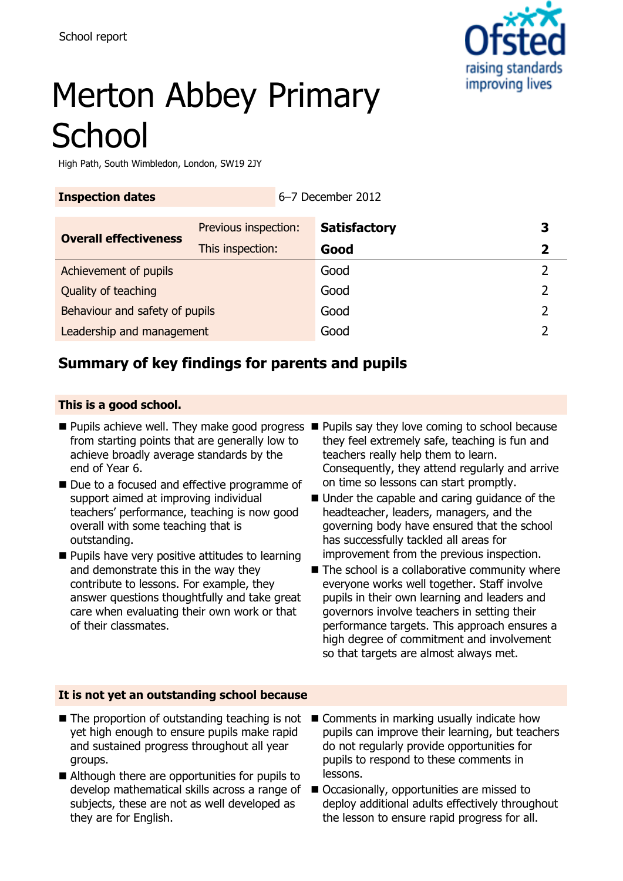School report

# Merton Abbey Primary School

High Path, South Wimbledon, London, SW19 2JY

| Inspection dates | | 6–7 December 2012 | |
|---|---|---|---|
| **Overall effectiveness** | Previous inspection: | **Satisfactory** | **3** |
| | This inspection: | **Good** | **2** |
| Achievement of pupils | | Good | 2 |
| Quality of teaching | | Good | 2 |
| Behaviour and safety of pupils | | Good | 2 |
| Leadership and management | | Good | 2 |

## Summary of key findings for parents and pupils

### This is a good school.

- Pupils achieve well. They make good progress from starting points that are generally low to achieve broadly average standards by the end of Year 6.
- Due to a focused and effective programme of support aimed at improving individual teachers' performance, teaching is now good overall with some teaching that is outstanding.
- Pupils have very positive attitudes to learning and demonstrate this in the way they contribute to lessons. For example, they answer questions thoughtfully and take great care when evaluating their own work or that of their classmates.
- Pupils say they love coming to school because they feel extremely safe, teaching is fun and teachers really help them to learn. Consequently, they attend regularly and arrive on time so lessons can start promptly.
- Under the capable and caring guidance of the headteacher, leaders, managers, and the governing body have ensured that the school has successfully tackled all areas for improvement from the previous inspection.
- The school is a collaborative community where everyone works well together. Staff involve pupils in their own learning and leaders and governors involve teachers in setting their performance targets. This approach ensures a high degree of commitment and involvement so that targets are almost always met.

### It is not yet an outstanding school because

- The proportion of outstanding teaching is not yet high enough to ensure pupils make rapid and sustained progress throughout all year groups.
- Although there are opportunities for pupils to develop mathematical skills across a range of subjects, these are not as well developed as they are for English.
- Comments in marking usually indicate how pupils can improve their learning, but teachers do not regularly provide opportunities for pupils to respond to these comments in lessons.
- Occasionally, opportunities are missed to deploy additional adults effectively throughout the lesson to ensure rapid progress for all.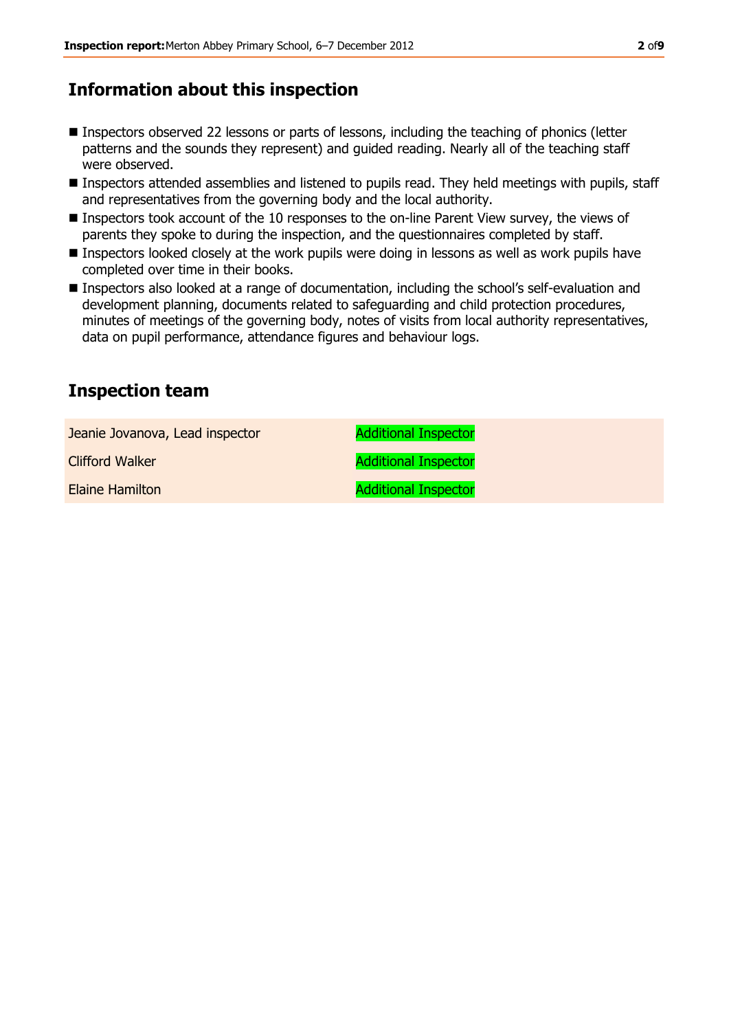## Information about this inspection

- Inspectors observed 22 lessons or parts of lessons, including the teaching of phonics (letter patterns and the sounds they represent) and guided reading. Nearly all of the teaching staff were observed.
- Inspectors attended assemblies and listened to pupils read. They held meetings with pupils, staff and representatives from the governing body and the local authority.
- Inspectors took account of the 10 responses to the on-line Parent View survey, the views of parents they spoke to during the inspection, and the questionnaires completed by staff.
- Inspectors looked closely at the work pupils were doing in lessons as well as work pupils have completed over time in their books.
- Inspectors also looked at a range of documentation, including the school's self-evaluation and development planning, documents related to safeguarding and child protection procedures, minutes of meetings of the governing body, notes of visits from local authority representatives, data on pupil performance, attendance figures and behaviour logs.

## Inspection team

| | |
|---|---|
| Jeanie Jovanova, Lead inspector | Additional Inspector |
| Clifford Walker | Additional Inspector |
| Elaine Hamilton | Additional Inspector |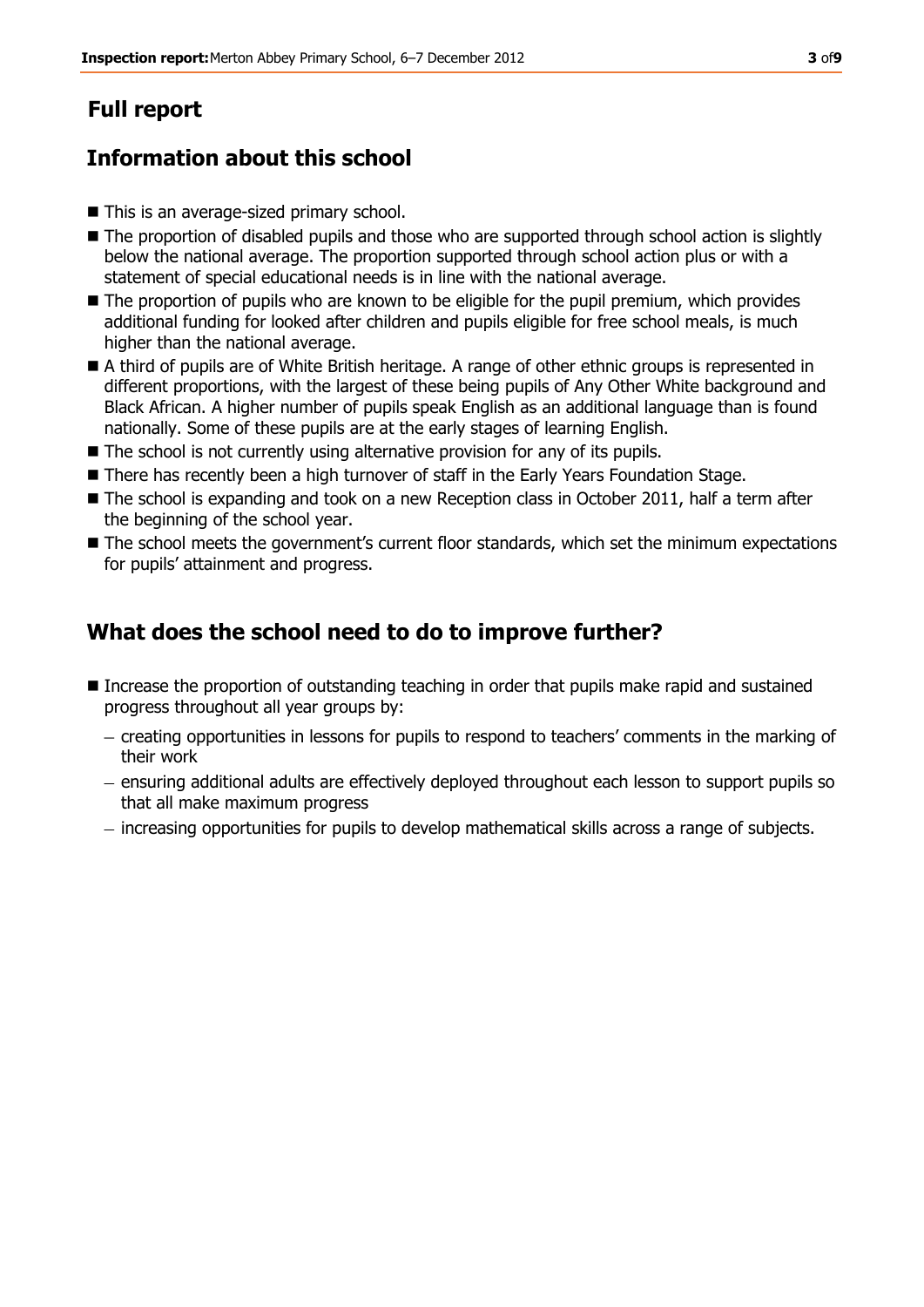## Full report

## Information about this school

- This is an average-sized primary school.
- The proportion of disabled pupils and those who are supported through school action is slightly below the national average. The proportion supported through school action plus or with a statement of special educational needs is in line with the national average.
- The proportion of pupils who are known to be eligible for the pupil premium, which provides additional funding for looked after children and pupils eligible for free school meals, is much higher than the national average.
- A third of pupils are of White British heritage. A range of other ethnic groups is represented in different proportions, with the largest of these being pupils of Any Other White background and Black African. A higher number of pupils speak English as an additional language than is found nationally. Some of these pupils are at the early stages of learning English.
- The school is not currently using alternative provision for any of its pupils.
- There has recently been a high turnover of staff in the Early Years Foundation Stage.
- The school is expanding and took on a new Reception class in October 2011, half a term after the beginning of the school year.
- The school meets the government's current floor standards, which set the minimum expectations for pupils' attainment and progress.

## What does the school need to do to improve further?

- Increase the proportion of outstanding teaching in order that pupils make rapid and sustained progress throughout all year groups by:
  - creating opportunities in lessons for pupils to respond to teachers' comments in the marking of their work
  - ensuring additional adults are effectively deployed throughout each lesson to support pupils so that all make maximum progress
  - increasing opportunities for pupils to develop mathematical skills across a range of subjects.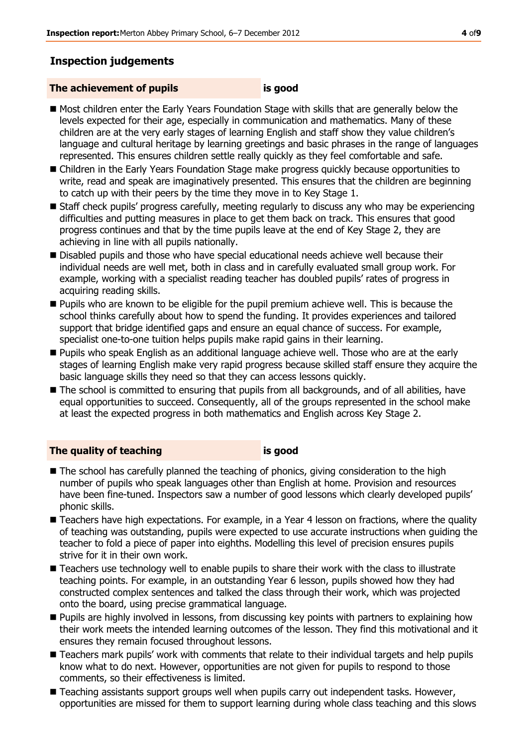## Inspection judgements

**The achievement of pupils** **is good**

- Most children enter the Early Years Foundation Stage with skills that are generally below the levels expected for their age, especially in communication and mathematics. Many of these children are at the very early stages of learning English and staff show they value children's language and cultural heritage by learning greetings and basic phrases in the range of languages represented. This ensures children settle really quickly as they feel comfortable and safe.
- Children in the Early Years Foundation Stage make progress quickly because opportunities to write, read and speak are imaginatively presented. This ensures that the children are beginning to catch up with their peers by the time they move in to Key Stage 1.
- Staff check pupils' progress carefully, meeting regularly to discuss any who may be experiencing difficulties and putting measures in place to get them back on track. This ensures that good progress continues and that by the time pupils leave at the end of Key Stage 2, they are achieving in line with all pupils nationally.
- Disabled pupils and those who have special educational needs achieve well because their individual needs are well met, both in class and in carefully evaluated small group work. For example, working with a specialist reading teacher has doubled pupils' rates of progress in acquiring reading skills.
- Pupils who are known to be eligible for the pupil premium achieve well. This is because the school thinks carefully about how to spend the funding. It provides experiences and tailored support that bridge identified gaps and ensure an equal chance of success. For example, specialist one-to-one tuition helps pupils make rapid gains in their learning.
- Pupils who speak English as an additional language achieve well. Those who are at the early stages of learning English make very rapid progress because skilled staff ensure they acquire the basic language skills they need so that they can access lessons quickly.
- The school is committed to ensuring that pupils from all backgrounds, and of all abilities, have equal opportunities to succeed. Consequently, all of the groups represented in the school make at least the expected progress in both mathematics and English across Key Stage 2.

**The quality of teaching** **is good**

- The school has carefully planned the teaching of phonics, giving consideration to the high number of pupils who speak languages other than English at home. Provision and resources have been fine-tuned. Inspectors saw a number of good lessons which clearly developed pupils' phonic skills.
- Teachers have high expectations. For example, in a Year 4 lesson on fractions, where the quality of teaching was outstanding, pupils were expected to use accurate instructions when guiding the teacher to fold a piece of paper into eighths. Modelling this level of precision ensures pupils strive for it in their own work.
- Teachers use technology well to enable pupils to share their work with the class to illustrate teaching points. For example, in an outstanding Year 6 lesson, pupils showed how they had constructed complex sentences and talked the class through their work, which was projected onto the board, using precise grammatical language.
- Pupils are highly involved in lessons, from discussing key points with partners to explaining how their work meets the intended learning outcomes of the lesson. They find this motivational and it ensures they remain focused throughout lessons.
- Teachers mark pupils' work with comments that relate to their individual targets and help pupils know what to do next. However, opportunities are not given for pupils to respond to those comments, so their effectiveness is limited.
- Teaching assistants support groups well when pupils carry out independent tasks. However, opportunities are missed for them to support learning during whole class teaching and this slows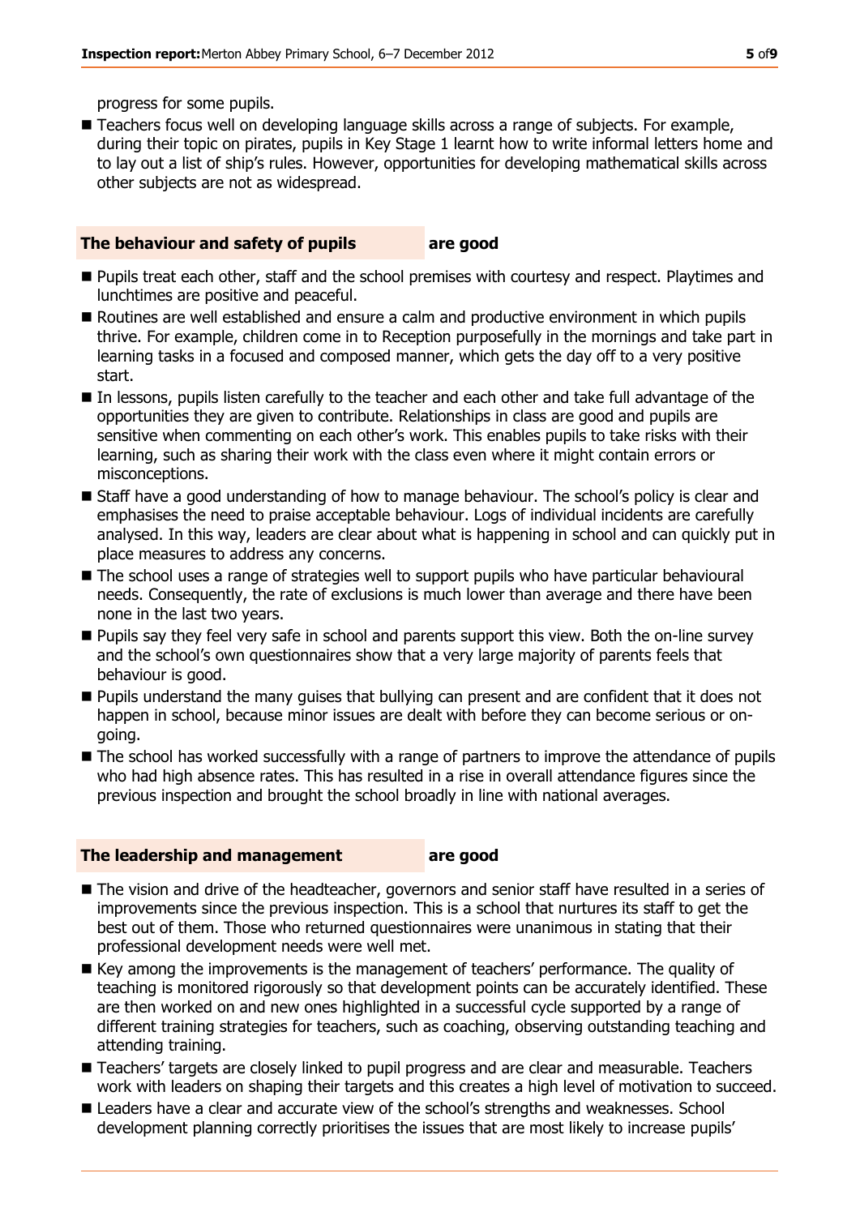progress for some pupils.

- Teachers focus well on developing language skills across a range of subjects. For example, during their topic on pirates, pupils in Key Stage 1 learnt how to write informal letters home and to lay out a list of ship's rules. However, opportunities for developing mathematical skills across other subjects are not as widespread.

## The behaviour and safety of pupils are good

- Pupils treat each other, staff and the school premises with courtesy and respect. Playtimes and lunchtimes are positive and peaceful.
- Routines are well established and ensure a calm and productive environment in which pupils thrive. For example, children come in to Reception purposefully in the mornings and take part in learning tasks in a focused and composed manner, which gets the day off to a very positive start.
- In lessons, pupils listen carefully to the teacher and each other and take full advantage of the opportunities they are given to contribute. Relationships in class are good and pupils are sensitive when commenting on each other's work. This enables pupils to take risks with their learning, such as sharing their work with the class even where it might contain errors or misconceptions.
- Staff have a good understanding of how to manage behaviour. The school's policy is clear and emphasises the need to praise acceptable behaviour. Logs of individual incidents are carefully analysed. In this way, leaders are clear about what is happening in school and can quickly put in place measures to address any concerns.
- The school uses a range of strategies well to support pupils who have particular behavioural needs. Consequently, the rate of exclusions is much lower than average and there have been none in the last two years.
- Pupils say they feel very safe in school and parents support this view. Both the on-line survey and the school's own questionnaires show that a very large majority of parents feels that behaviour is good.
- Pupils understand the many guises that bullying can present and are confident that it does not happen in school, because minor issues are dealt with before they can become serious or on-going.
- The school has worked successfully with a range of partners to improve the attendance of pupils who had high absence rates. This has resulted in a rise in overall attendance figures since the previous inspection and brought the school broadly in line with national averages.

## The leadership and management are good

- The vision and drive of the headteacher, governors and senior staff have resulted in a series of improvements since the previous inspection. This is a school that nurtures its staff to get the best out of them. Those who returned questionnaires were unanimous in stating that their professional development needs were well met.
- Key among the improvements is the management of teachers' performance. The quality of teaching is monitored rigorously so that development points can be accurately identified. These are then worked on and new ones highlighted in a successful cycle supported by a range of different training strategies for teachers, such as coaching, observing outstanding teaching and attending training.
- Teachers' targets are closely linked to pupil progress and are clear and measurable. Teachers work with leaders on shaping their targets and this creates a high level of motivation to succeed.
- Leaders have a clear and accurate view of the school's strengths and weaknesses. School development planning correctly prioritises the issues that are most likely to increase pupils'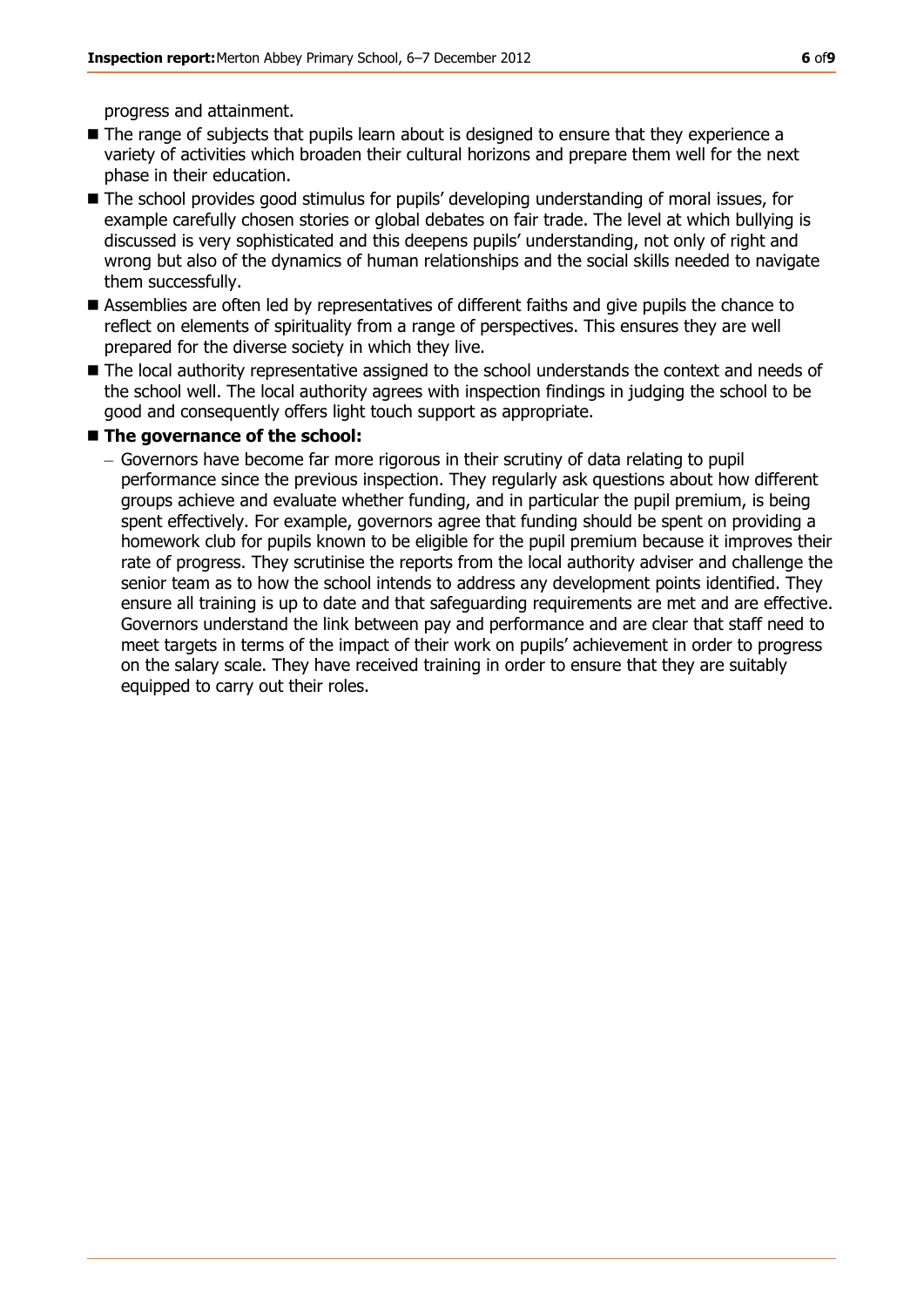progress and attainment.

- The range of subjects that pupils learn about is designed to ensure that they experience a variety of activities which broaden their cultural horizons and prepare them well for the next phase in their education.
- The school provides good stimulus for pupils' developing understanding of moral issues, for example carefully chosen stories or global debates on fair trade. The level at which bullying is discussed is very sophisticated and this deepens pupils' understanding, not only of right and wrong but also of the dynamics of human relationships and the social skills needed to navigate them successfully.
- Assemblies are often led by representatives of different faiths and give pupils the chance to reflect on elements of spirituality from a range of perspectives. This ensures they are well prepared for the diverse society in which they live.
- The local authority representative assigned to the school understands the context and needs of the school well. The local authority agrees with inspection findings in judging the school to be good and consequently offers light touch support as appropriate.
- **The governance of the school:**
  - Governors have become far more rigorous in their scrutiny of data relating to pupil performance since the previous inspection. They regularly ask questions about how different groups achieve and evaluate whether funding, and in particular the pupil premium, is being spent effectively. For example, governors agree that funding should be spent on providing a homework club for pupils known to be eligible for the pupil premium because it improves their rate of progress. They scrutinise the reports from the local authority adviser and challenge the senior team as to how the school intends to address any development points identified. They ensure all training is up to date and that safeguarding requirements are met and are effective. Governors understand the link between pay and performance and are clear that staff need to meet targets in terms of the impact of their work on pupils' achievement in order to progress on the salary scale. They have received training in order to ensure that they are suitably equipped to carry out their roles.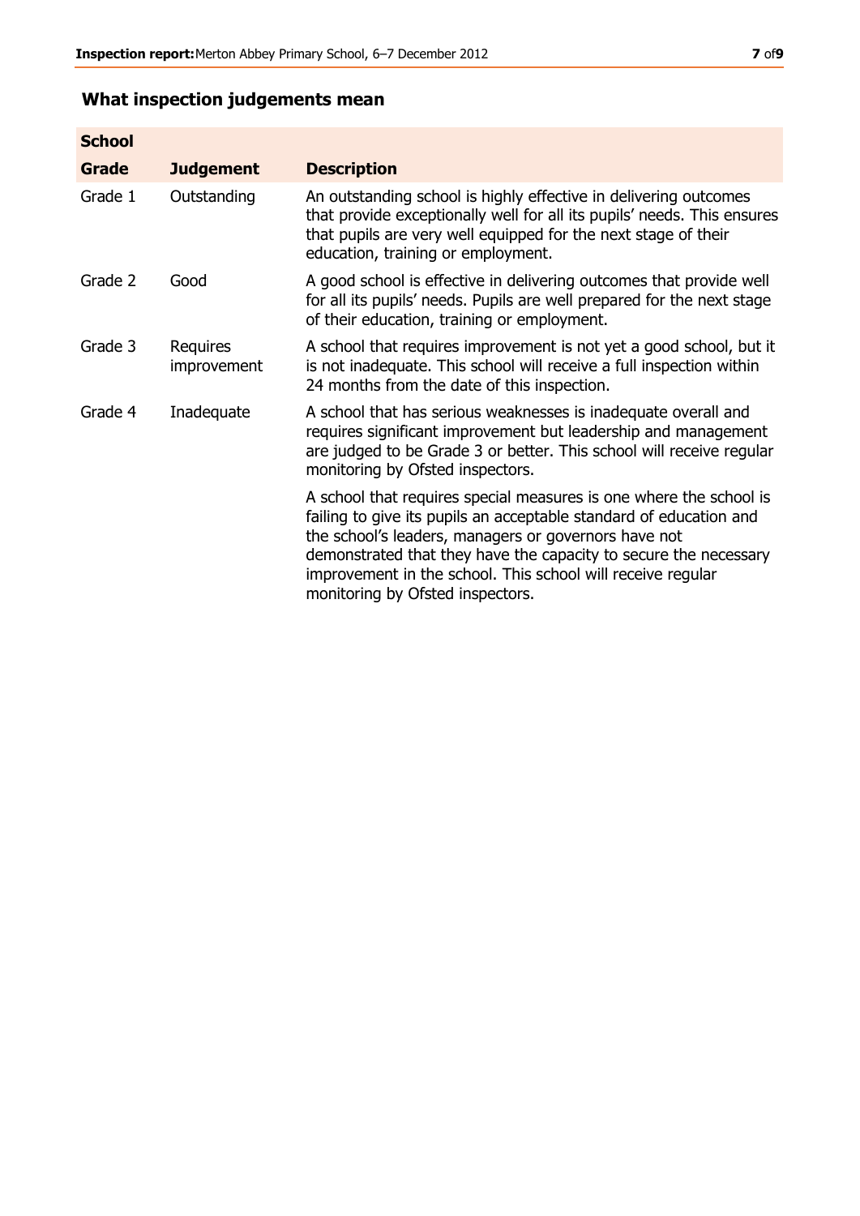## What inspection judgements mean

| School Grade | Judgement | Description |
| --- | --- | --- |
| Grade 1 | Outstanding | An outstanding school is highly effective in delivering outcomes that provide exceptionally well for all its pupils' needs. This ensures that pupils are very well equipped for the next stage of their education, training or employment. |
| Grade 2 | Good | A good school is effective in delivering outcomes that provide well for all its pupils' needs. Pupils are well prepared for the next stage of their education, training or employment. |
| Grade 3 | Requires improvement | A school that requires improvement is not yet a good school, but it is not inadequate. This school will receive a full inspection within 24 months from the date of this inspection. |
| Grade 4 | Inadequate | A school that has serious weaknesses is inadequate overall and requires significant improvement but leadership and management are judged to be Grade 3 or better. This school will receive regular monitoring by Ofsted inspectors. |
| | | A school that requires special measures is one where the school is failing to give its pupils an acceptable standard of education and the school's leaders, managers or governors have not demonstrated that they have the capacity to secure the necessary improvement in the school. This school will receive regular monitoring by Ofsted inspectors. |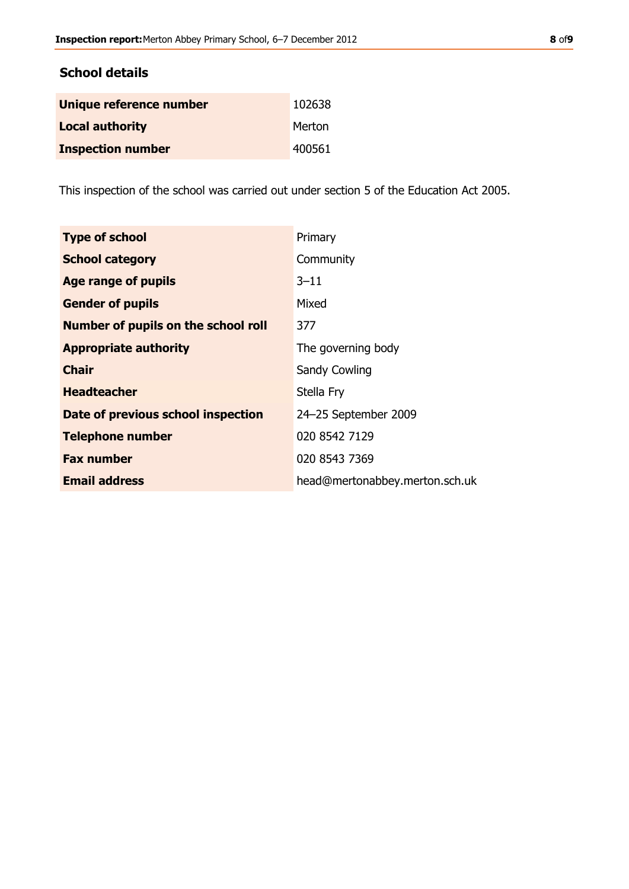## School details

| | |
|---|---|
| **Unique reference number** | 102638 |
| **Local authority** | Merton |
| **Inspection number** | 400561 |

This inspection of the school was carried out under section 5 of the Education Act 2005.

| | |
|---|---|
| **Type of school** | Primary |
| **School category** | Community |
| **Age range of pupils** | 3–11 |
| **Gender of pupils** | Mixed |
| **Number of pupils on the school roll** | 377 |
| **Appropriate authority** | The governing body |
| **Chair** | Sandy Cowling |
| **Headteacher** | Stella Fry |
| **Date of previous school inspection** | 24–25 September 2009 |
| **Telephone number** | 020 8542 7129 |
| **Fax number** | 020 8543 7369 |
| **Email address** | head@mertonabbey.merton.sch.uk |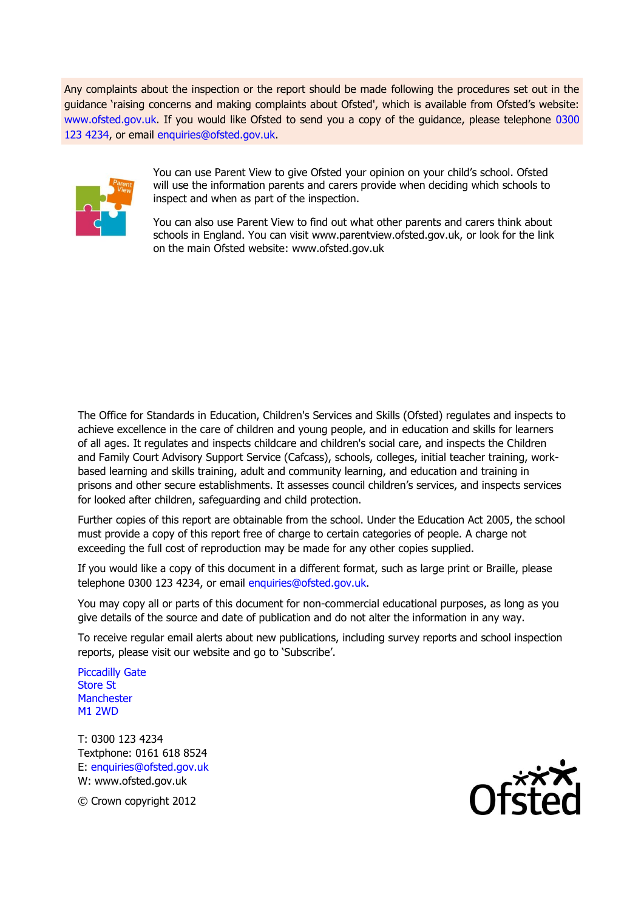Any complaints about the inspection or the report should be made following the procedures set out in the guidance 'raising concerns and making complaints about Ofsted', which is available from Ofsted's website: www.ofsted.gov.uk. If you would like Ofsted to send you a copy of the guidance, please telephone 0300 123 4234, or email enquiries@ofsted.gov.uk.

You can use Parent View to give Ofsted your opinion on your child's school. Ofsted will use the information parents and carers provide when deciding which schools to inspect and when as part of the inspection.

You can also use Parent View to find out what other parents and carers think about schools in England. You can visit www.parentview.ofsted.gov.uk, or look for the link on the main Ofsted website: www.ofsted.gov.uk

The Office for Standards in Education, Children's Services and Skills (Ofsted) regulates and inspects to achieve excellence in the care of children and young people, and in education and skills for learners of all ages. It regulates and inspects childcare and children's social care, and inspects the Children and Family Court Advisory Support Service (Cafcass), schools, colleges, initial teacher training, work-based learning and skills training, adult and community learning, and education and training in prisons and other secure establishments. It assesses council children's services, and inspects services for looked after children, safeguarding and child protection.

Further copies of this report are obtainable from the school. Under the Education Act 2005, the school must provide a copy of this report free of charge to certain categories of people. A charge not exceeding the full cost of reproduction may be made for any other copies supplied.

If you would like a copy of this document in a different format, such as large print or Braille, please telephone 0300 123 4234, or email enquiries@ofsted.gov.uk.

You may copy all or parts of this document for non-commercial educational purposes, as long as you give details of the source and date of publication and do not alter the information in any way.

To receive regular email alerts about new publications, including survey reports and school inspection reports, please visit our website and go to 'Subscribe'.

Piccadilly Gate  
Store St  
Manchester  
M1 2WD

T: 0300 123 4234  
Textphone: 0161 618 8524  
E: enquiries@ofsted.gov.uk  
W: www.ofsted.gov.uk

© Crown copyright 2012